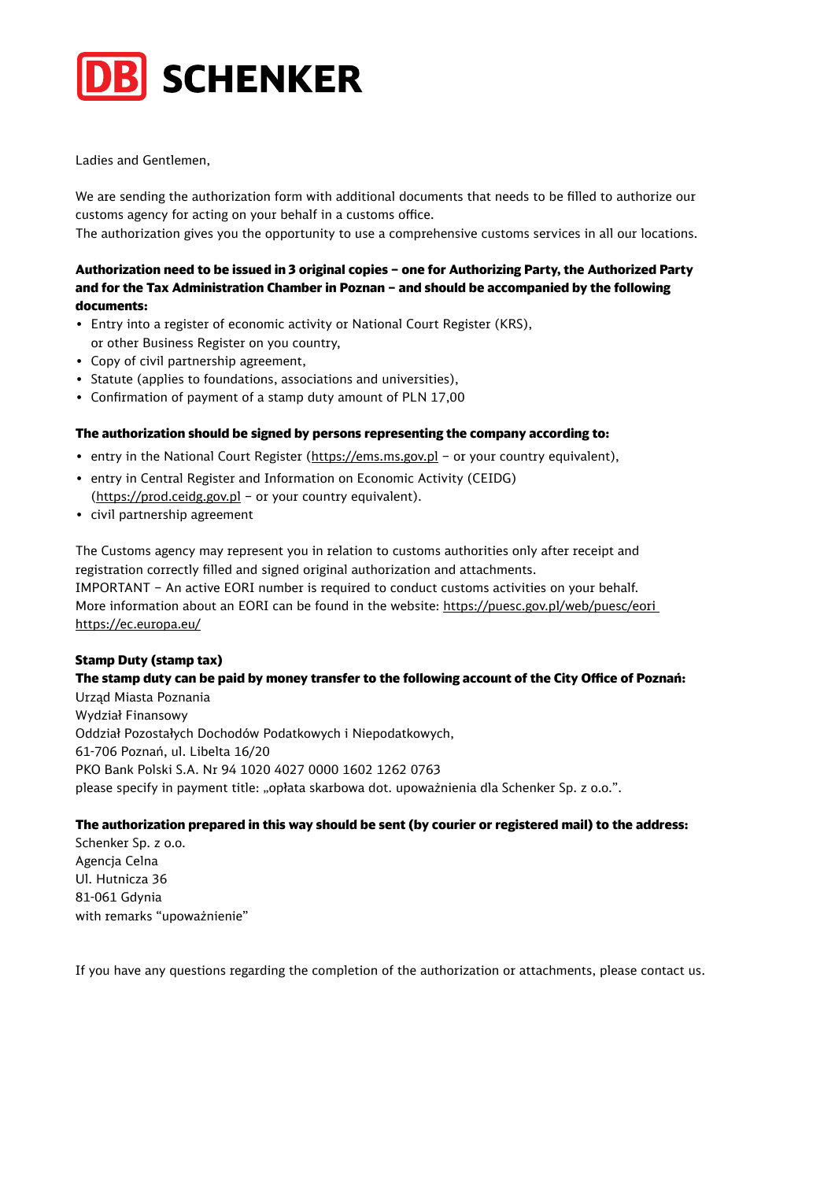Ladies and Gentlemen,

We are sending the authorization form with additional documents that needs to be filled to authorize our customs agency for acting on your behalf in a customs office.
The authorization gives you the opportunity to use a comprehensive customs services in all our locations.

**Authorization need to be issued in 3 original copies – one for Authorizing Party, the Authorized Party and for the Tax Administration Chamber in Poznan – and should be accompanied by the following documents:**

- Entry into a register of economic activity or National Court Register (KRS), or other Business Register on you country,
- Copy of civil partnership agreement,
- Statute (applies to foundations, associations and universities),
- Confirmation of payment of a stamp duty amount of PLN 17,00

**The authorization should be signed by persons representing the company according to:**

- entry in the National Court Register (https://ems.ms.gov.pl – or your country equivalent),
- entry in Central Register and Information on Economic Activity (CEIDG) (https://prod.ceidg.gov.pl – or your country equivalent).
- civil partnership agreement

The Customs agency may represent you in relation to customs authorities only after receipt and registration correctly filled and signed original authorization and attachments.
IMPORTANT – An active EORI number is required to conduct customs activities on your behalf.
More information about an EORI can be found in the website: https://puesc.gov.pl/web/puesc/eori https://ec.europa.eu/

**Stamp Duty (stamp tax)**
**The stamp duty can be paid by money transfer to the following account of the City Office of Poznań:**
Urząd Miasta Poznania
Wydział Finansowy
Oddział Pozostałych Dochodów Podatkowych i Niepodatkowych,
61-706 Poznań, ul. Libelta 16/20
PKO Bank Polski S.A. Nr 94 1020 4027 0000 1602 1262 0763
please specify in payment title: „opłata skarbowa dot. upoważnienia dla Schenker Sp. z o.o.".

**The authorization prepared in this way should be sent (by courier or registered mail) to the address:**
Schenker Sp. z o.o.
Agencja Celna
Ul. Hutnicza 36
81-061 Gdynia
with remarks "upoważnienie"

If you have any questions regarding the completion of the authorization or attachments, please contact us.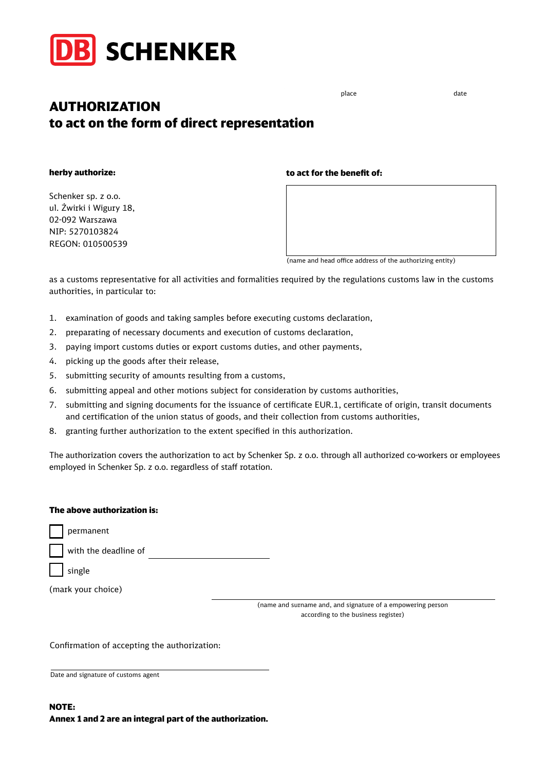DB SCHENKER

place date

# AUTHORIZATION
## to act on the form of direct representation

**herby authorize:**

Schenker sp. z o.o.
ul. Żwirki i Wigury 18,
02-092 Warszawa
NIP: 5270103824
REGON: 010500539

**to act for the benefit of:**

(name and head office address of the authorizing entity)

as a customs representative for all activities and formalities required by the regulations customs law in the customs authorities, in particular to:

1. examination of goods and taking samples before executing customs declaration,
2. preparating of necessary documents and execution of customs declaration,
3. paying import customs duties or export customs duties, and other payments,
4. picking up the goods after their release,
5. submitting security of amounts resulting from a customs,
6. submitting appeal and other motions subject for consideration by customs authorities,
7. submitting and signing documents for the issuance of certificate EUR.1, certificate of origin, transit documents and certification of the union status of goods, and their collection from customs authorities,
8. granting further authorization to the extent specified in this authorization.

The authorization covers the authorization to act by Schenker Sp. z o.o. through all authorized co-workers or employees employed in Schenker Sp. z o.o. regardless of staff rotation.

**The above authorization is:**

- [ ] permanent
- [ ] with the deadline of ____________________
- [ ] single

(mark your choice)

(name and surname and, and signature of a empowering person according to the business register)

Confirmation of accepting the authorization:

Date and signature of customs agent

**NOTE:**
**Annex 1 and 2 are an integral part of the authorization.**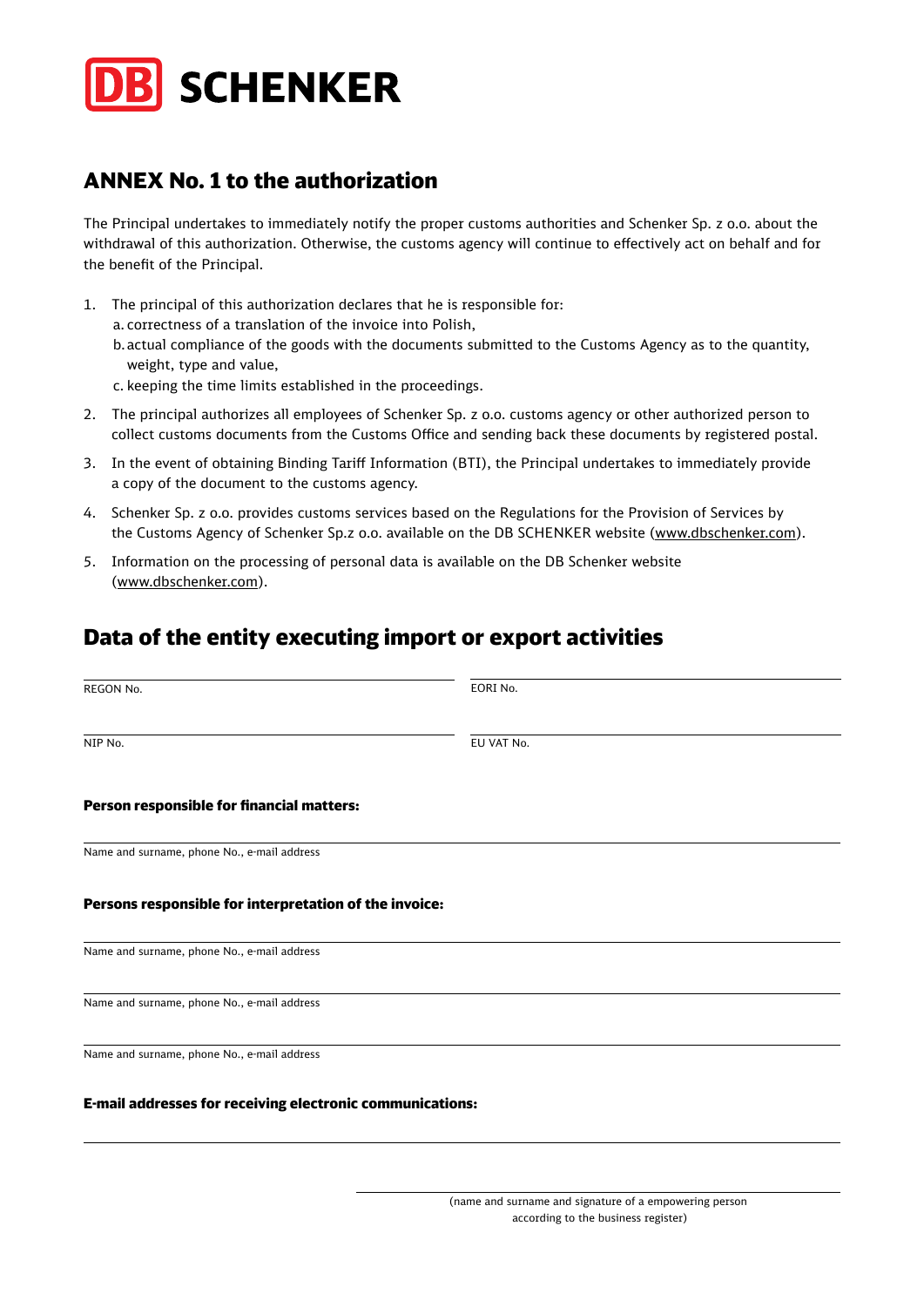DB SCHENKER

## ANNEX No. 1 to the authorization

The Principal undertakes to immediately notify the proper customs authorities and Schenker Sp. z o.o. about the withdrawal of this authorization. Otherwise, the customs agency will continue to effectively act on behalf and for the benefit of the Principal.

1. The principal of this authorization declares that he is responsible for:
   a. correctness of a translation of the invoice into Polish,
   b. actual compliance of the goods with the documents submitted to the Customs Agency as to the quantity, weight, type and value,
   c. keeping the time limits established in the proceedings.
2. The principal authorizes all employees of Schenker Sp. z o.o. customs agency or other authorized person to collect customs documents from the Customs Office and sending back these documents by registered postal.
3. In the event of obtaining Binding Tariff Information (BTI), the Principal undertakes to immediately provide a copy of the document to the customs agency.
4. Schenker Sp. z o.o. provides customs services based on the Regulations for the Provision of Services by the Customs Agency of Schenker Sp.z o.o. available on the DB SCHENKER website (www.dbschenker.com).
5. Information on the processing of personal data is available on the DB Schenker website (www.dbschenker.com).

## Data of the entity executing import or export activities

REGON No. ____________________

EORI No. ____________________

NIP No. ____________________

EU VAT No. ____________________

**Person responsible for financial matters:**

____________________
Name and surname, phone No., e-mail address

**Persons responsible for interpretation of the invoice:**

____________________
Name and surname, phone No., e-mail address

____________________
Name and surname, phone No., e-mail address

____________________
Name and surname, phone No., e-mail address

**E-mail addresses for receiving electronic communications:**

____________________

____________________
(name and surname and signature of a empowering person according to the business register)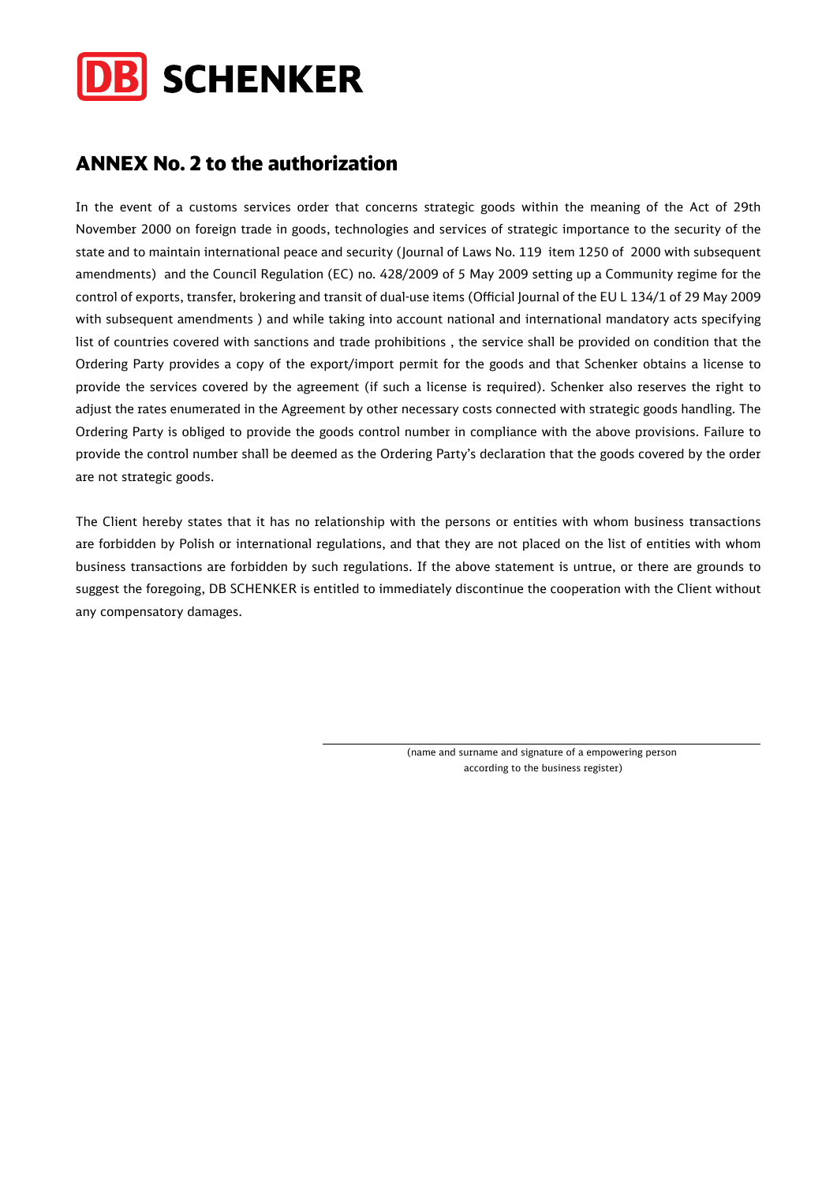DB SCHENKER

## ANNEX No. 2 to the authorization

In the event of a customs services order that concerns strategic goods within the meaning of the Act of 29th November 2000 on foreign trade in goods, technologies and services of strategic importance to the security of the state and to maintain international peace and security (Journal of Laws No. 119 item 1250 of 2000 with subsequent amendments) and the Council Regulation (EC) no. 428/2009 of 5 May 2009 setting up a Community regime for the control of exports, transfer, brokering and transit of dual-use items (Official Journal of the EU L 134/1 of 29 May 2009 with subsequent amendments ) and while taking into account national and international mandatory acts specifying list of countries covered with sanctions and trade prohibitions , the service shall be provided on condition that the Ordering Party provides a copy of the export/import permit for the goods and that Schenker obtains a license to provide the services covered by the agreement (if such a license is required). Schenker also reserves the right to adjust the rates enumerated in the Agreement by other necessary costs connected with strategic goods handling. The Ordering Party is obliged to provide the goods control number in compliance with the above provisions. Failure to provide the control number shall be deemed as the Ordering Party's declaration that the goods covered by the order are not strategic goods.

The Client hereby states that it has no relationship with the persons or entities with whom business transactions are forbidden by Polish or international regulations, and that they are not placed on the list of entities with whom business transactions are forbidden by such regulations. If the above statement is untrue, or there are grounds to suggest the foregoing, DB SCHENKER is entitled to immediately discontinue the cooperation with the Client without any compensatory damages.

______________________________________

(name and surname and signature of a empowering person according to the business register)